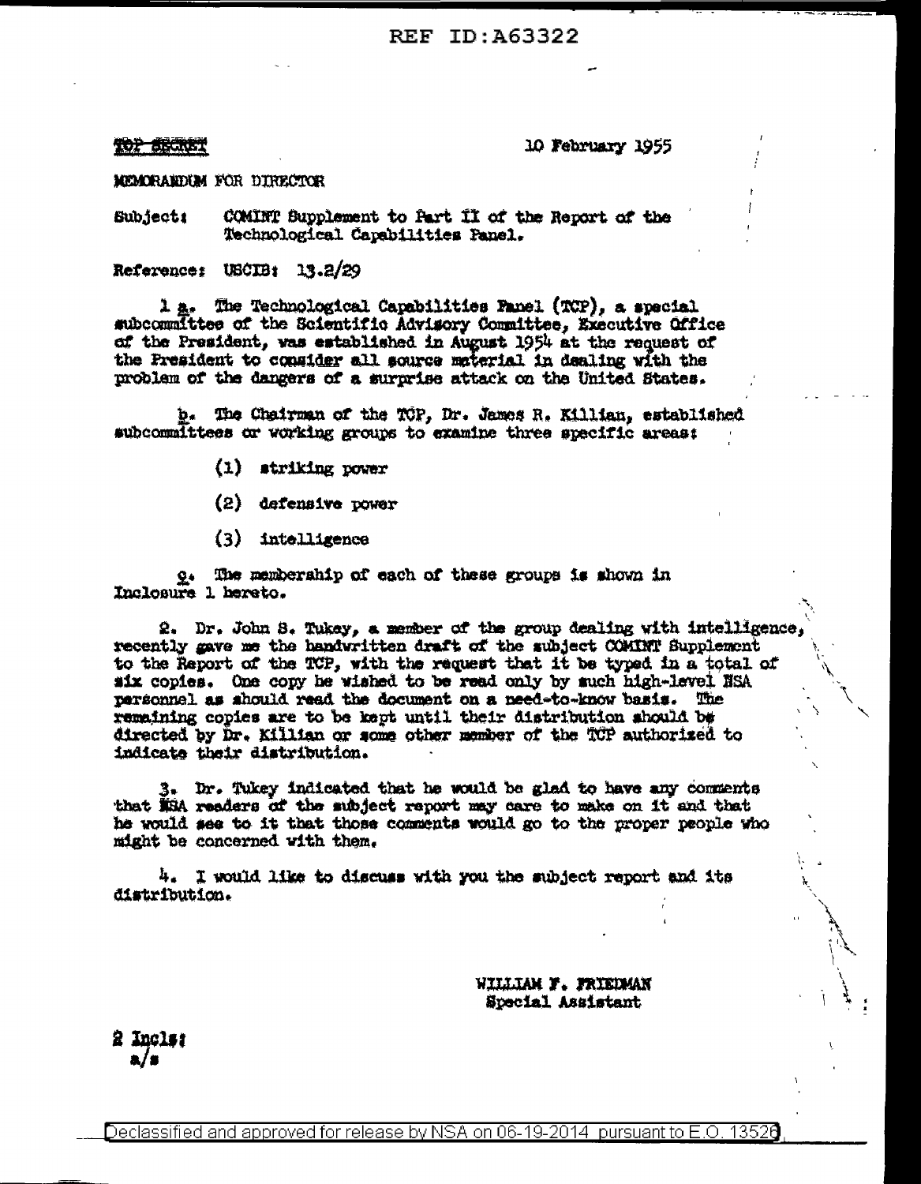REF ID:A63322

TOP SECRET

10 February 1955

MEMORANDUM FOR DIRECTOR

Subject: COMINT Supplement to Part II of the Report of the Technological Capabilities Panel.

Reference: USCIB: 13.2/29

1 a. The Technological Capabilities Panel (TCP), a special subcommittee of the Scientific Advisory Committee, Executive Office of the President, was established in August 1954 at the request of the President to consider all source material in dealing with the problem of the dangers of a surprise attack on the United States.

b. The Chairman of the TCP, Dr. James R. Killian, established subcommittees or working groups to examine three specific areas:

(1) striking power

(2) defensive power

(3) intelligence

c. The membership of each of these groups is shown in Inclosure 1 hereto.

2. Dr. John S. Tukey, a member of the group dealing with intelligence, recently gave me the handwritten draft of the subject COMINT Supplement to the Report of the TCP, with the request that it be typed in a total of six copies. One copy he wished to be read only by such high-level NSA personnel as should read the document on a need-to-know basis. The remaining copies are to be kept until their distribution should be directed by Dr. Killian or some other member of the TCP authorized to indicate their distribution.

3. Dr. Tukey indicated that he would be glad to have any comments that NSA readers of the subject report may care to make on it and that he would see to it that those comments would go to the proper people who might be concerned with them.

4. I would like to discuss with you the subject report and its distribution.

WILLIAM F. FRIEDMAN
Special Assistant

2 Incls:
a/s

Declassified and approved for release by NSA on 06-19-2014 pursuant to E.O. 13526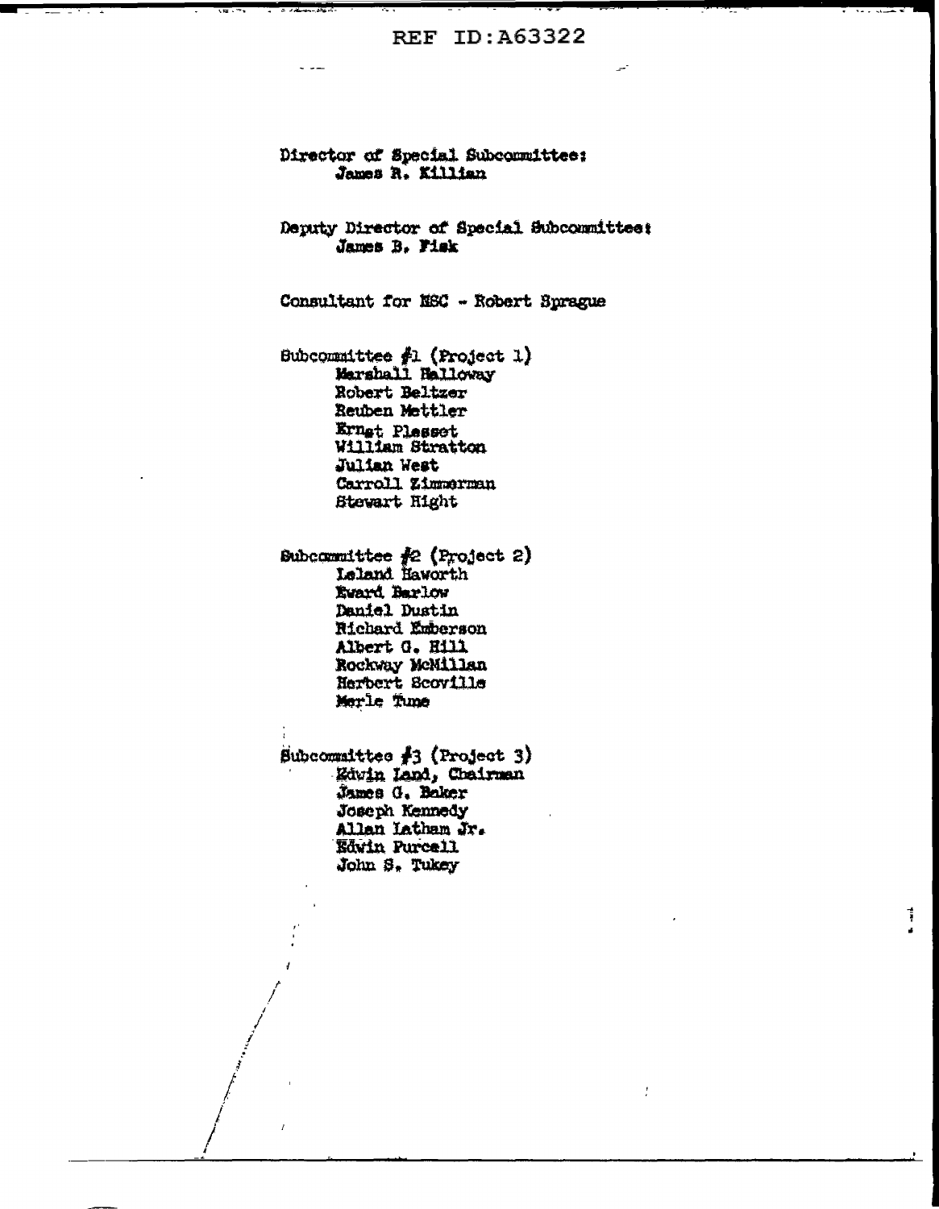Director of Special Subcommittee:
James R. Killian

Deputy Director of Special Subcommittee:
James B. Fisk

Consultant for NSC - Robert Sprague

Subcommittee #1 (Project 1)
- Marshall Halloway
- Robert Beltzer
- Reuben Mettler
- Ernst Plesset
- William Stratton
- Julian West
- Carroll Zimmerman
- Stewart Hight

Subcommittee #2 (Project 2)
- Leland Haworth
- Edward Barlow
- Daniel Dustin
- Richard Emberson
- Albert G. Hill
- Rockway McMillan
- Herbert Scoville
- Merle Tune

Subcommittee #3 (Project 3)
- Edwin Land, Chairman
- James G. Baker
- Joseph Kennedy
- Allan Latham Jr.
- Edwin Purcell
- John S. Tukey